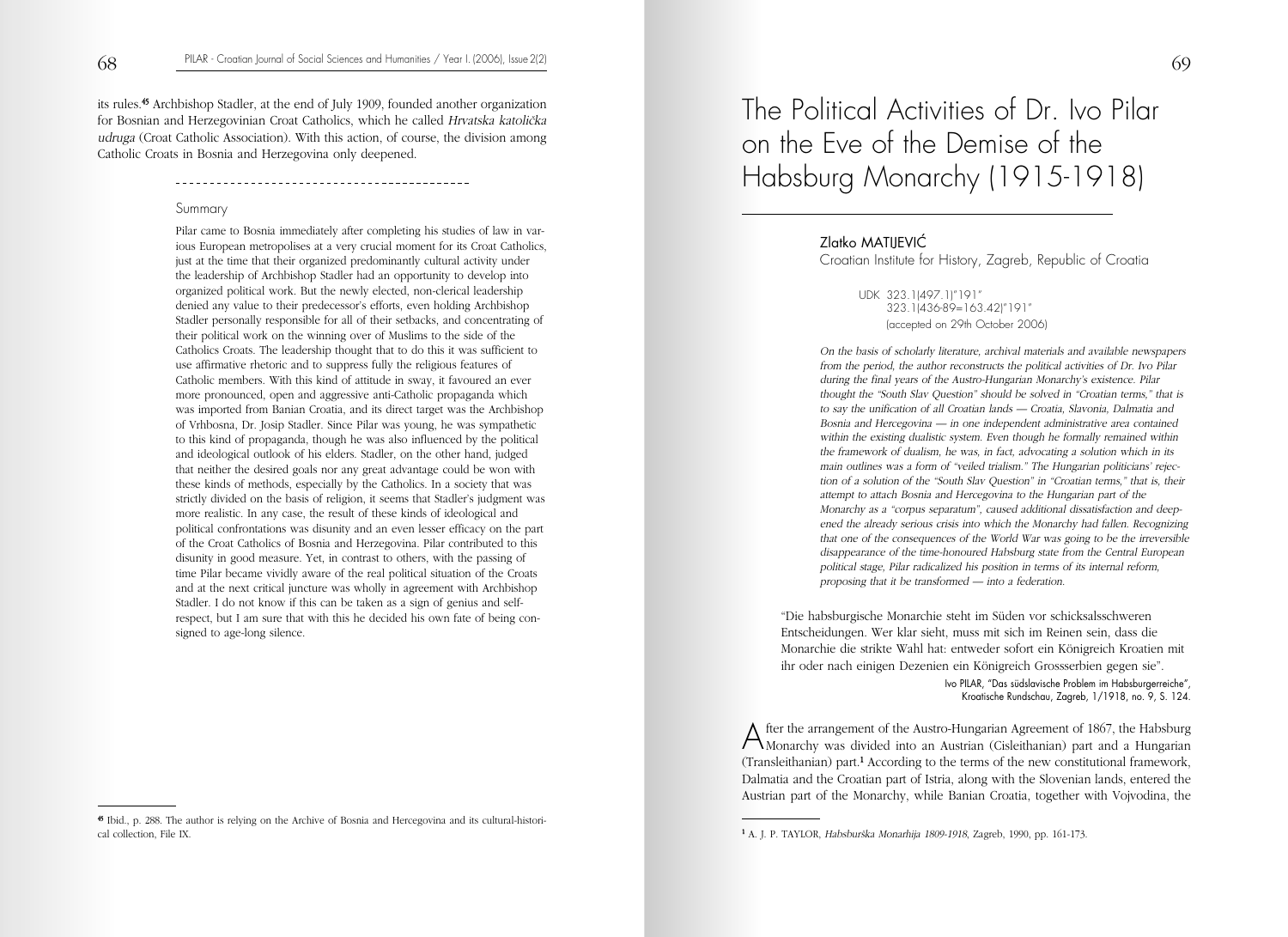its rules.[45] Archbishop Stadler, at the end of July 1909, founded another organization for Bosnian and Herzegovinian Croat Catholics, which he called *Hrvatska katolička udruga* (Croat Catholic Association). With this action, of course, the division among Catholic Croats in Bosnia and Herzegovina only deepened.

---

Summary

Pilar came to Bosnia immediately after completing his studies of law in various European metropolises at a very crucial moment for its Croat Catholics, just at the time that their organized predominantly cultural activity under the leadership of Archbishop Stadler had an opportunity to develop into organized political work. But the newly elected, non-clerical leadership denied any value to their predecessor's efforts, even holding Archbishop Stadler personally responsible for all of their setbacks, and concentrating of their political work on the winning over of Muslims to the side of the Catholics Croats. The leadership thought that to do this it was sufficient to use affirmative rhetoric and to suppress fully the religious features of Catholic members. With this kind of attitude in sway, it favoured an ever more pronounced, open and aggressive anti-Catholic propaganda which was imported from Banian Croatia, and its direct target was the Archbishop of Vrhbosna, Dr. Josip Stadler. Since Pilar was young, he was sympathetic to this kind of propaganda, though he was also influenced by the political and ideological outlook of his elders. Stadler, on the other hand, judged that neither the desired goals nor any great advantage could be won with these kinds of methods, especially by the Catholics. In a society that was strictly divided on the basis of religion, it seems that Stadler's judgment was more realistic. In any case, the result of these kinds of ideological and political confrontations was disunity and an even lesser efficacy on the part of the Croat Catholics of Bosnia and Herzegovina. Pilar contributed to this disunity in good measure. Yet, in contrast to others, with the passing of time Pilar became vividly aware of the real political situation of the Croats and at the next critical juncture was wholly in agreement with Archbishop Stadler. I do not know if this can be taken as a sign of genius and self-respect, but I am sure that with this he decided his own fate of being consigned to age-long silence.

[45] Ibid., p. 288. The author is relying on the Archive of Bosnia and Hercegovina and its cultural-historical collection, File IX.

# The Political Activities of Dr. Ivo Pilar on the Eve of the Demise of the Habsburg Monarchy (1915-1918)

Zlatko MATIJEVIĆ
Croatian Institute for History, Zagreb, Republic of Croatia

UDK 323.1(497.1)"191"
323.1(436-89=163.42)"191"
(accepted on 29th October 2006)

*On the basis of scholarly literature, archival materials and available newspapers from the period, the author reconstructs the political activities of Dr. Ivo Pilar during the final years of the Austro-Hungarian Monarchy's existence. Pilar thought the "South Slav Question" should be solved in "Croatian terms," that is to say the unification of all Croatian lands — Croatia, Slavonia, Dalmatia and Bosnia and Hercegovina — in one independent administrative area contained within the existing dualistic system. Even though he formally remained within the framework of dualism, he was, in fact, advocating a solution which in its main outlines was a form of "veiled trialism." The Hungarian politicians' rejection of a solution of the "South Slav Question" in "Croatian terms," that is, their attempt to attach Bosnia and Hercegovina to the Hungarian part of the Monarchy as a "corpus separatum", caused additional dissatisfaction and deepened the already serious crisis into which the Monarchy had fallen. Recognizing that one of the consequences of the World War was going to be the irreversible disappearance of the time-honoured Habsburg state from the Central European political stage, Pilar radicalized his position in terms of its internal reform, proposing that it be transformed — into a federation.*

"Die habsburgische Monarchie steht im Süden vor schicksalsschweren Entscheidungen. Wer klar sieht, muss mit sich im Reinen sein, dass die Monarchie die strikte Wahl hat: entweder sofort ein Königreich Kroatien mit ihr oder nach einigen Dezenien ein Königreich Grossserbien gegen sie".

Ivo PILAR, "Das südslavische Problem im Habsburgerreiche", Kroatische Rundschau, Zagreb, 1/1918, no. 9, S. 124.

After the arrangement of the Austro-Hungarian Agreement of 1867, the Habsburg Monarchy was divided into an Austrian (Cisleithanian) part and a Hungarian (Transleithanian) part.[1] According to the terms of the new constitutional framework, Dalmatia and the Croatian part of Istria, along with the Slovenian lands, entered the Austrian part of the Monarchy, while Banian Croatia, together with Vojvodina, the

[1] A. J. P. TAYLOR, *Habsburška Monarhija 1809-1918*, Zagreb, 1990, pp. 161-173.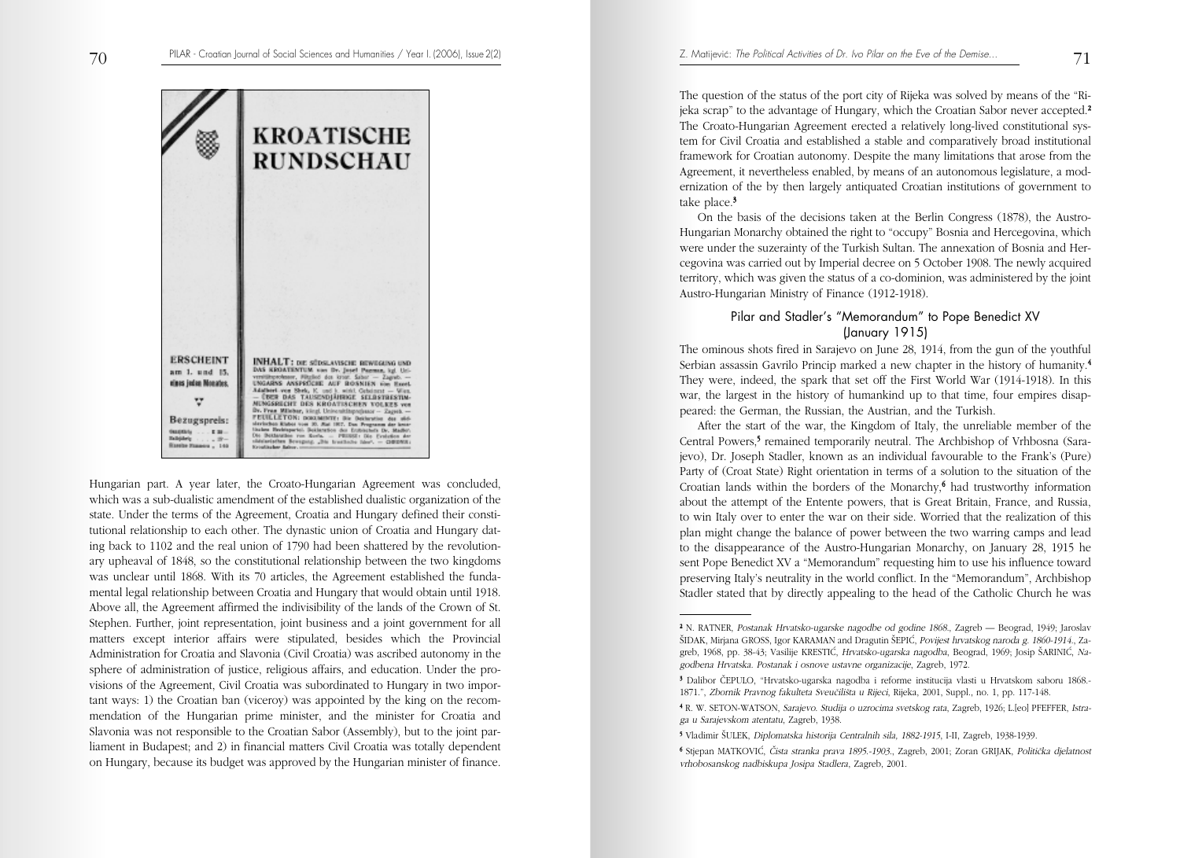Hungarian part. A year later, the Croato-Hungarian Agreement was concluded, which was a sub-dualistic amendment of the established dualistic organization of the state. Under the terms of the Agreement, Croatia and Hungary defined their constitutional relationship to each other. The dynastic union of Croatia and Hungary dating back to 1102 and the real union of 1790 had been shattered by the revolutionary upheaval of 1848, so the constitutional relationship between the two kingdoms was unclear until 1868. With its 70 articles, the Agreement established the fundamental legal relationship between Croatia and Hungary that would obtain until 1918. Above all, the Agreement affirmed the indivisibility of the lands of the Crown of St. Stephen. Further, joint representation, joint business and a joint government for all matters except interior affairs were stipulated, besides which the Provincial Administration for Croatia and Slavonia (Civil Croatia) was ascribed autonomy in the sphere of administration of justice, religious affairs, and education. Under the provisions of the Agreement, Civil Croatia was subordinated to Hungary in two important ways: 1) the Croatian ban (viceroy) was appointed by the king on the recommendation of the Hungarian prime minister, and the minister for Croatia and Slavonia was not responsible to the Croatian Sabor (Assembly), but to the joint parliament in Budapest; and 2) in financial matters Civil Croatia was totally dependent on Hungary, because its budget was approved by the Hungarian minister of finance.

The question of the status of the port city of Rijeka was solved by means of the "Rijeka scrap" to the advantage of Hungary, which the Croatian Sabor never accepted.[2] The Croato-Hungarian Agreement erected a relatively long-lived constitutional system for Civil Croatia and established a stable and comparatively broad institutional framework for Croatian autonomy. Despite the many limitations that arose from the Agreement, it nevertheless enabled, by means of an autonomous legislature, a modernization of the by then largely antiquated Croatian institutions of government to take place.[3]

On the basis of the decisions taken at the Berlin Congress (1878), the Austro-Hungarian Monarchy obtained the right to "occupy" Bosnia and Hercegovina, which were under the suzerainty of the Turkish Sultan. The annexation of Bosnia and Hercegovina was carried out by Imperial decree on 5 October 1908. The newly acquired territory, which was given the status of a co-dominion, was administered by the joint Austro-Hungarian Ministry of Finance (1912-1918).

## Pilar and Stadler's "Memorandum" to Pope Benedict XV (January 1915)

The ominous shots fired in Sarajevo on June 28, 1914, from the gun of the youthful Serbian assassin Gavrilo Princip marked a new chapter in the history of humanity.[4] They were, indeed, the spark that set off the First World War (1914-1918). In this war, the largest in the history of humankind up to that time, four empires disappeared: the German, the Russian, the Austrian, and the Turkish.

After the start of the war, the Kingdom of Italy, the unreliable member of the Central Powers,[5] remained temporarily neutral. The Archbishop of Vrhbosna (Sarajevo), Dr. Joseph Stadler, known as an individual favourable to the Frank's (Pure) Party of (Croat State) Right orientation in terms of a solution to the situation of the Croatian lands within the borders of the Monarchy,[6] had trustworthy information about the attempt of the Entente powers, that is Great Britain, France, and Russia, to win Italy over to enter the war on their side. Worried that the realization of this plan might change the balance of power between the two warring camps and lead to the disappearance of the Austro-Hungarian Monarchy, on January 28, 1915 he sent Pope Benedict XV a "Memorandum" requesting him to use his influence toward preserving Italy's neutrality in the world conflict. In the "Memorandum", Archbishop Stadler stated that by directly appealing to the head of the Catholic Church he was

---

[2] N. RATNER, *Postanak Hrvatsko-ugarske nagodbe od godine 1868.*, Zagreb — Beograd, 1949; Jaroslav ŠIDAK, Mirjana GROSS, Igor KARAMAN and Dragutin ŠEPIĆ, *Povijest hrvatskog naroda g. 1860-1914.*, Zagreb, 1968, pp. 38-43; Vasilije KRESTIĆ, *Hrvatsko-ugarska nagodba*, Beograd, 1969; Josip ŠARINIĆ, *Nagodbena Hrvatska. Postanak i osnove ustavne organizacije*, Zagreb, 1972.

[3] Dalibor ČEPULO, "Hrvatsko-ugarska nagodba i reforme institucija vlasti u Hrvatskom saboru 1868.-1871.", *Zbornik Pravnog fakulteta Sveučilišta u Rijeci*, Rijeka, 2001, Suppl., no. 1, pp. 117-148.

[4] R. W. SETON-WATSON, *Sarajevo. Studija o uzrocima svetskog rata*, Zagreb, 1926; L.[eo] PFEFFER, *Istraga u Sarajevskom atentatu*, Zagreb, 1938.

[5] Vladimir ŠULEK, *Diplomatska historija Centralnih sila, 1882-1915*, I-II, Zagreb, 1938-1939.

[6] Stjepan MATKOVIĆ, *Čista stranka prava 1895.-1903.*, Zagreb, 2001; Zoran GRIJAK, *Politička djelatnost vrhobosanskog nadbiskupa Josipa Stadlera*, Zagreb, 2001.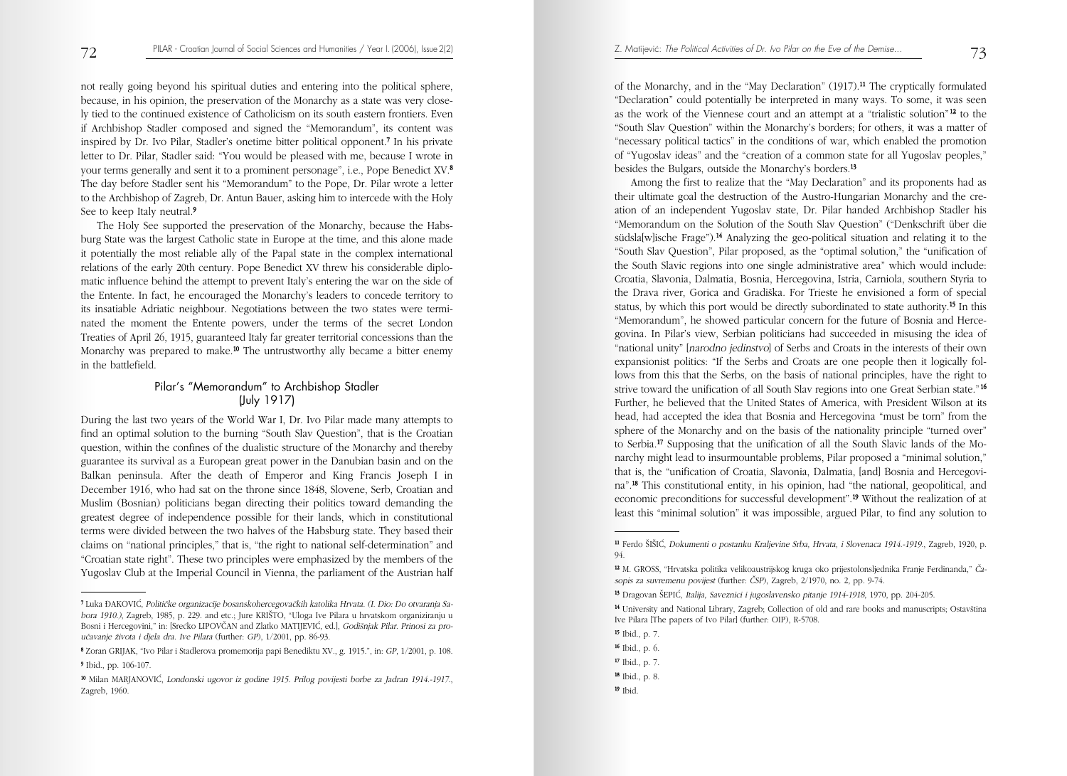not really going beyond his spiritual duties and entering into the political sphere, because, in his opinion, the preservation of the Monarchy as a state was very closely tied to the continued existence of Catholicism on its south eastern frontiers. Even if Archbishop Stadler composed and signed the "Memorandum", its content was inspired by Dr. Ivo Pilar, Stadler's onetime bitter political opponent.[7] In his private letter to Dr. Pilar, Stadler said: "You would be pleased with me, because I wrote in your terms generally and sent it to a prominent personage", i.e., Pope Benedict XV.[8] The day before Stadler sent his "Memorandum" to the Pope, Dr. Pilar wrote a letter to the Archbishop of Zagreb, Dr. Antun Bauer, asking him to intercede with the Holy See to keep Italy neutral.[9]

The Holy See supported the preservation of the Monarchy, because the Habsburg State was the largest Catholic state in Europe at the time, and this alone made it potentially the most reliable ally of the Papal state in the complex international relations of the early 20th century. Pope Benedict XV threw his considerable diplomatic influence behind the attempt to prevent Italy's entering the war on the side of the Entente. In fact, he encouraged the Monarchy's leaders to concede territory to its insatiable Adriatic neighbour. Negotiations between the two states were terminated the moment the Entente powers, under the terms of the secret London Treaties of April 26, 1915, guaranteed Italy far greater territorial concessions than the Monarchy was prepared to make.[10] The untrustworthy ally became a bitter enemy in the battlefield.

## Pilar's "Memorandum" to Archbishop Stadler (July 1917)

During the last two years of the World War I, Dr. Ivo Pilar made many attempts to find an optimal solution to the burning "South Slav Question", that is the Croatian question, within the confines of the dualistic structure of the Monarchy and thereby guarantee its survival as a European great power in the Danubian basin and on the Balkan peninsula. After the death of Emperor and King Francis Joseph I in December 1916, who had sat on the throne since 1848, Slovene, Serb, Croatian and Muslim (Bosnian) politicians began directing their politics toward demanding the greatest degree of independence possible for their lands, which in constitutional terms were divided between the two halves of the Habsburg state. They based their claims on "national principles," that is, "the right to national self-determination" and "Croatian state right". These two principles were emphasized by the members of the Yugoslav Club at the Imperial Council in Vienna, the parliament of the Austrian half of the Monarchy, and in the "May Declaration" (1917).[11] The cryptically formulated "Declaration" could potentially be interpreted in many ways. To some, it was seen as the work of the Viennese court and an attempt at a "trialistic solution"[12] to the "South Slav Question" within the Monarchy's borders; for others, it was a matter of "necessary political tactics" in the conditions of war, which enabled the promotion of "Yugoslav ideas" and the "creation of a common state for all Yugoslav peoples," besides the Bulgars, outside the Monarchy's borders.[13]

Among the first to realize that the "May Declaration" and its proponents had as their ultimate goal the destruction of the Austro-Hungarian Monarchy and the creation of an independent Yugoslav state, Dr. Pilar handed Archbishop Stadler his "Memorandum on the Solution of the South Slav Question" ("Denkschrift über die südsla[w]ische Frage").[14] Analyzing the geo-political situation and relating it to the "South Slav Question", Pilar proposed, as the "optimal solution," the "unification of the South Slavic regions into one single administrative area" which would include: Croatia, Slavonia, Dalmatia, Bosnia, Hercegovina, Istria, Carniola, southern Styria to the Drava river, Gorica and Gradiška. For Trieste he envisioned a form of special status, by which this port would be directly subordinated to state authority.[15] In this "Memorandum", he showed particular concern for the future of Bosnia and Hercegovina. In Pilar's view, Serbian politicians had succeeded in misusing the idea of "national unity" [*narodno jedinstvo*] of Serbs and Croats in the interests of their own expansionist politics: "If the Serbs and Croats are one people then it logically follows from this that the Serbs, on the basis of national principles, have the right to strive toward the unification of all South Slav regions into one Great Serbian state."[16] Further, he believed that the United States of America, with President Wilson at its head, had accepted the idea that Bosnia and Hercegovina "must be torn" from the sphere of the Monarchy and on the basis of the nationality principle "turned over" to Serbia.[17] Supposing that the unification of all the South Slavic lands of the Monarchy might lead to insurmountable problems, Pilar proposed a "minimal solution," that is, the "unification of Croatia, Slavonia, Dalmatia, [and] Bosnia and Hercegovina".[18] This constitutional entity, in his opinion, had "the national, geopolitical, and economic preconditions for successful development".[19] Without the realization of at least this "minimal solution" it was impossible, argued Pilar, to find any solution to

---

[7] Luka ĐAKOVIĆ, *Političke organizacije bosanskohercegovačkih katolika Hrvata. (I. Dio: Do otvaranja Sabora 1910.)*, Zagreb, 1985, p. 229. and etc.; Jure KRIŠTO, "Uloga Ive Pilara u hrvatskom organiziranju u Bosni i Hercegovini," in: [Srećko LIPOVČAN and Zlatko MATIJEVIĆ, ed.], *Godišnjak Pilar. Prinosi za proučavanje života i djela dra. Ive Pilara* (further: *GP*), 1/2001, pp. 86-93.

[8] Zoran GRIJAK, "Ivo Pilar i Stadlerova promemorija papi Benediktu XV., g. 1915.", in: *GP*, 1/2001, p. 108.

[9] Ibid., pp. 106-107.

[10] Milan MARJANOVIĆ, *Londonski ugovor iz godine 1915. Prilog povijesti borbe za Jadran 1914.-1917.*, Zagreb, 1960.

[11] Ferdo ŠIŠIĆ, *Dokumenti o postanku Kraljevine Srba, Hrvata, i Slovenaca 1914.-1919.*, Zagreb, 1920, p. 94.

[12] M. GROSS, "Hrvatska politika velikoaustrijskog kruga oko prijestolonsljednika Franje Ferdinanda," *Časopis za suvremenu povijest* (further: *ČSP*), Zagreb, 2/1970, no. 2, pp. 9-74.

[13] Dragovan ŠEPIĆ, *Italija, Saveznici i jugoslavensko pitanje 1914-1918*, 1970, pp. 204-205.

[14] University and National Library, Zagreb; Collection of old and rare books and manuscripts; Ostavština Ive Pilara [The papers of Ivo Pilar] (further: OIP), R-5708.

[15] Ibid., p. 7.

[16] Ibid., p. 6.

[17] Ibid., p. 7.

[18] Ibid., p. 8.

[19] Ibid.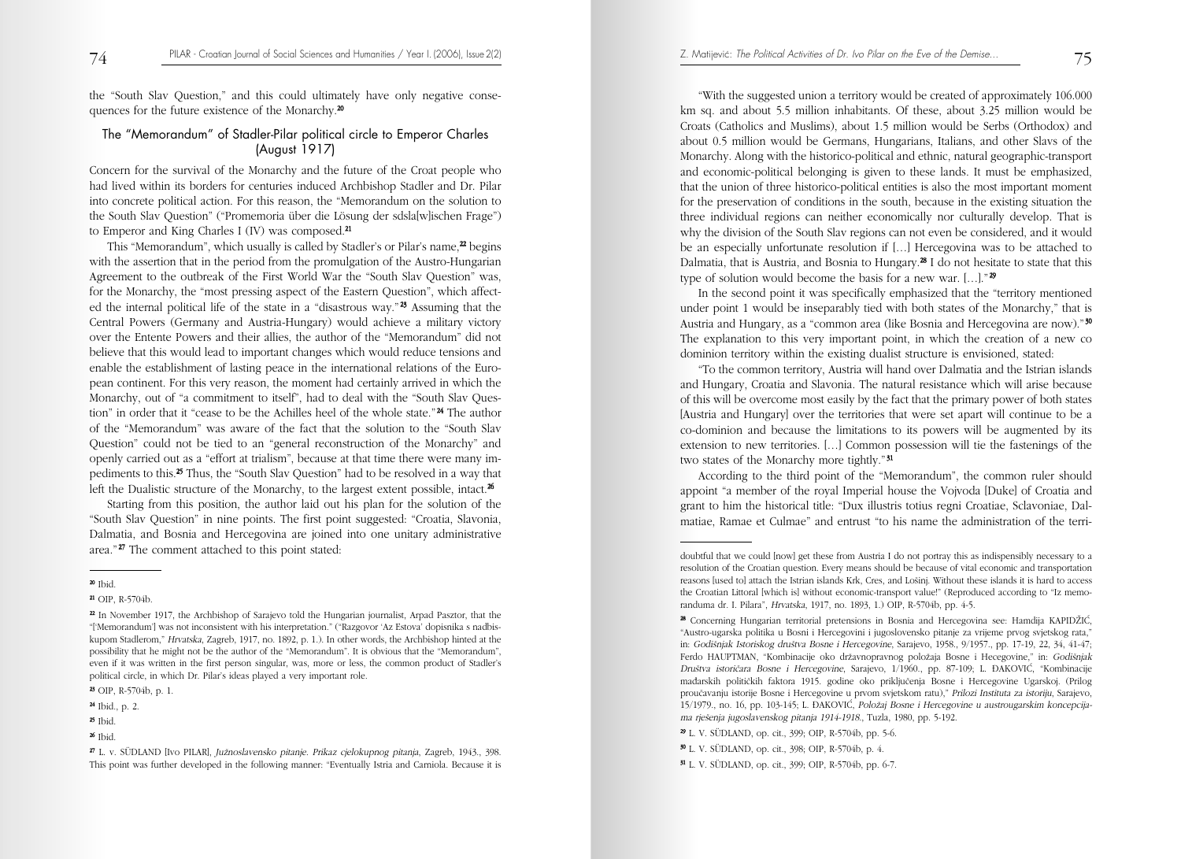the "South Slav Question," and this could ultimately have only negative consequences for the future existence of the Monarchy.[20]

## The "Memorandum" of Stadler-Pilar political circle to Emperor Charles (August 1917)

Concern for the survival of the Monarchy and the future of the Croat people who had lived within its borders for centuries induced Archbishop Stadler and Dr. Pilar into concrete political action. For this reason, the "Memorandum on the solution to the South Slav Question" ("Promemoria über die Lösung der sdsla[w]ischen Frage") to Emperor and King Charles I (IV) was composed.[21]

This "Memorandum", which usually is called by Stadler's or Pilar's name,[22] begins with the assertion that in the period from the promulgation of the Austro-Hungarian Agreement to the outbreak of the First World War the "South Slav Question" was, for the Monarchy, the "most pressing aspect of the Eastern Question", which affected the internal political life of the state in a "disastrous way."[23] Assuming that the Central Powers (Germany and Austria-Hungary) would achieve a military victory over the Entente Powers and their allies, the author of the "Memorandum" did not believe that this would lead to important changes which would reduce tensions and enable the establishment of lasting peace in the international relations of the European continent. For this very reason, the moment had certainly arrived in which the Monarchy, out of "a commitment to itself", had to deal with the "South Slav Question" in order that it "cease to be the Achilles heel of the whole state."[24] The author of the "Memorandum" was aware of the fact that the solution to the "South Slav Question" could not be tied to an "general reconstruction of the Monarchy" and openly carried out as a "effort at trialism", because at that time there were many impediments to this.[25] Thus, the "South Slav Question" had to be resolved in a way that left the Dualistic structure of the Monarchy, to the largest extent possible, intact.[26]

Starting from this position, the author laid out his plan for the solution of the "South Slav Question" in nine points. The first point suggested: "Croatia, Slavonia, Dalmatia, and Bosnia and Hercegovina are joined into one unitary administrative area."[27] The comment attached to this point stated:

"With the suggested union a territory would be created of approximately 106.000 km sq. and about 5.5 million inhabitants. Of these, about 3.25 million would be Croats (Catholics and Muslims), about 1.5 million would be Serbs (Orthodox) and about 0.5 million would be Germans, Hungarians, Italians, and other Slavs of the Monarchy. Along with the historico-political and ethnic, natural geographic-transport and economic-political belonging is given to these lands. It must be emphasized, that the union of three historico-political entities is also the most important moment for the preservation of conditions in the south, because in the existing situation the three individual regions can neither economically nor culturally develop. That is why the division of the South Slav regions can not even be considered, and it would be an especially unfortunate resolution if [...] Hercegovina was to be attached to Dalmatia, that is Austria, and Bosnia to Hungary.[28] I do not hesitate to state that this type of solution would become the basis for a new war. [...]."[29]

In the second point it was specifically emphasized that the "territory mentioned under point 1 would be inseparably tied with both states of the Monarchy," that is Austria and Hungary, as a "common area (like Bosnia and Hercegovina are now)."[30] The explanation to this very important point, in which the creation of a new co dominion territory within the existing dualist structure is envisioned, stated:

"To the common territory, Austria will hand over Dalmatia and the Istrian islands and Hungary, Croatia and Slavonia. The natural resistance which will arise because of this will be overcome most easily by the fact that the primary power of both states [Austria and Hungary] over the territories that were set apart will continue to be a co-dominion and because the limitations to its powers will be augmented by its extension to new territories. [...] Common possession will tie the fastenings of the two states of the Monarchy more tightly."[31]

According to the third point of the "Memorandum", the common ruler should appoint "a member of the royal Imperial house the Vojvoda [Duke] of Croatia and grant to him the historical title: "Dux illustris totius regni Croatiae, Sclavoniae, Dalmatiae, Ramae et Culmae" and entrust "to his name the administration of the terri-

---

[20] Ibid.

[21] OIP, R-5704b.

[22] In November 1917, the Archbishop of Sarajevo told the Hungarian journalist, Arpad Pasztor, that the "[Memorandum] was not inconsistent with his interpretation." ("Razgovor 'Az Estova' dopisnika s nadbiskupom Stadlerom," *Hrvatska*, Zagreb, 1917, no. 1892, p. 1.). In other words, the Archbishop hinted at the possibility that he might not be the author of the "Memorandum". It is obvious that the "Memorandum", even if it was written in the first person singular, was, more or less, the common product of Stadler's political circle, in which Dr. Pilar's ideas played a very important role.

[23] OIP, R-5704b, p. 1.

[24] Ibid., p. 2.

[25] Ibid.

[26] Ibid.

[27] L. v. SÜDLAND [Ivo PILAR], *Južnoslavensko pitanje. Prikaz cjelokupnog pitanja*, Zagreb, 1943., 398. This point was further developed in the following manner: "Eventually Istria and Carniola. Because it is doubtful that we could [now] get these from Austria I do not portray this as indispensibly necessary to a resolution of the Croatian question. Every means should be because of vital economic and transportation reasons [used to] attach the Istrian islands Krk, Cres, and Lošinj. Without these islands it is hard to access the Croatian Littoral [which is] without economic-transport value!" (Reproduced according to "Iz memoranduma dr. I. Pilara", *Hrvatska*, 1917, no. 1893, 1.) OIP, R-5704b, pp. 4-5.

[28] Concerning Hungarian territorial pretensions in Bosnia and Hercegovina see: Hamdija KAPIDŽIĆ, "Austro-ugarska politika u Bosni i Hercegovini i jugoslovensko pitanje za vrijeme prvog svjetskog rata," in: *Godišnjak Istoriskog društva Bosne i Hercegovine*, Sarajevo, 1958., 9/1957., pp. 17-19, 22, 34, 41-47; Ferdo HAUPTMAN, "Kombinacije oko državnopravnog položaja Bosne i Hecegovine," in: *Godišnjak Društva istoričara Bosne i Hercegovine*, Sarajevo, 1/1960., pp. 87-109; L. ĐAKOVIĆ, "Kombinacije mađarskih političkih faktora 1915. godine oko priključenja Bosne i Hercegovine Ugarskoj. (Prilog proučavanju istorije Bosne i Hercegovine u prvom svjetskom ratu)," *Prilozi Instituta za istoriju*, Sarajevo, 15/1979., no. 16, pp. 103-145; L. ĐAKOVIĆ, *Položaj Bosne i Hercegovine u austrougarskim koncepcijama rješenja jugoslavenskog pitanja 1914-1918.*, Tuzla, 1980, pp. 5-192.

[29] L. V. SÜDLAND, op. cit., 399; OIP, R-5704b, pp. 5-6.

[30] L. V. SÜDLAND, op. cit., 398; OIP, R-5704b, p. 4.

[31] L. V. SÜDLAND, op. cit., 399; OIP, R-5704b, pp. 6-7.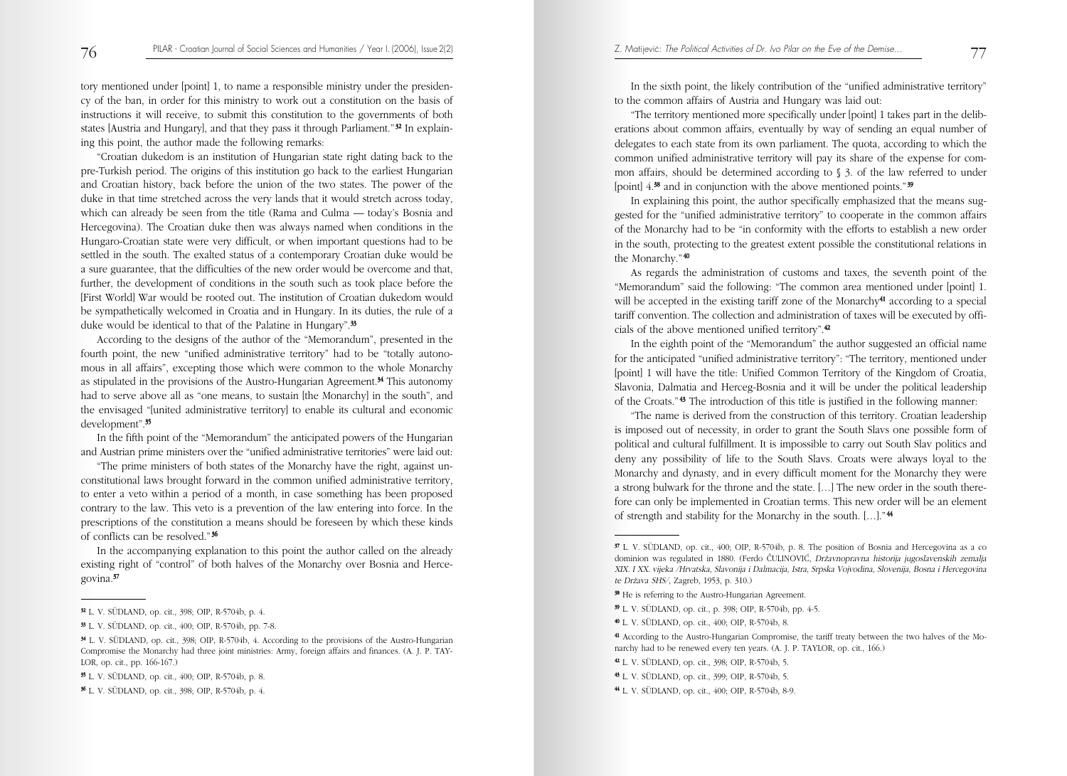tory mentioned under [point] 1, to name a responsible ministry under the presidency of the ban, in order for this ministry to work out a constitution on the basis of instructions it will receive, to submit this constitution to the governments of both states [Austria and Hungary], and that they pass it through Parliament."[32] In explaining this point, the author made the following remarks:

"Croatian dukedom is an institution of Hungarian state right dating back to the pre-Turkish period. The origins of this institution go back to the earliest Hungarian and Croatian history, back before the union of the two states. The power of the duke in that time stretched across the very lands that it would stretch across today, which can already be seen from the title (Rama and Culma — today's Bosnia and Hercegovina). The Croatian duke then was always named when conditions in the Hungaro-Croatian state were very difficult, or when important questions had to be settled in the south. The exalted status of a contemporary Croatian duke would be a sure guarantee, that the difficulties of the new order would be overcome and that, further, the development of conditions in the south such as took place before the [First World] War would be rooted out. The institution of Croatian dukedom would be sympathetically welcomed in Croatia and in Hungary. In its duties, the rule of a duke would be identical to that of the Palatine in Hungary".[33]

According to the designs of the author of the "Memorandum", presented in the fourth point, the new "unified administrative territory" had to be "totally autonomous in all affairs", excepting those which were common to the whole Monarchy as stipulated in the provisions of the Austro-Hungarian Agreement.[34] This autonomy had to serve above all as "one means, to sustain [the Monarchy] in the south", and the envisaged "[united administrative territory] to enable its cultural and economic development".[35]

In the fifth point of the "Memorandum" the anticipated powers of the Hungarian and Austrian prime ministers over the "unified administrative territories" were laid out:

"The prime ministers of both states of the Monarchy have the right, against unconstitutional laws brought forward in the common unified administrative territory, to enter a veto within a period of a month, in case something has been proposed contrary to the law. This veto is a prevention of the law entering into force. In the prescriptions of the constitution a means should be foreseen by which these kinds of conflicts can be resolved."[36]

In the accompanying explanation to this point the author called on the already existing right of "control" of both halves of the Monarchy over Bosnia and Hercegovina.[37]

In the sixth point, the likely contribution of the "unified administrative territory" to the common affairs of Austria and Hungary was laid out:

"The territory mentioned more specifically under [point] 1 takes part in the deliberations about common affairs, eventually by way of sending an equal number of delegates to each state from its own parliament. The quota, according to which the common unified administrative territory will pay its share of the expense for common affairs, should be determined according to § 3. of the law referred to under [point] 4.[38] and in conjunction with the above mentioned points."[39]

In explaining this point, the author specifically emphasized that the means suggested for the "unified administrative territory" to cooperate in the common affairs of the Monarchy had to be "in conformity with the efforts to establish a new order in the south, protecting to the greatest extent possible the constitutional relations in the Monarchy."[40]

As regards the administration of customs and taxes, the seventh point of the "Memorandum" said the following: "The common area mentioned under [point] 1. will be accepted in the existing tariff zone of the Monarchy[41] according to a special tariff convention. The collection and administration of taxes will be executed by officials of the above mentioned unified territory".[42]

In the eighth point of the "Memorandum" the author suggested an official name for the anticipated "unified administrative territory": "The territory, mentioned under [point] 1 will have the title: Unified Common Territory of the Kingdom of Croatia, Slavonia, Dalmatia and Herceg-Bosnia and it will be under the political leadership of the Croats."[43] The introduction of this title is justified in the following manner:

"The name is derived from the construction of this territory. Croatian leadership is imposed out of necessity, in order to grant the South Slavs one possible form of political and cultural fulfillment. It is impossible to carry out South Slav politics and deny any possibility of life to the South Slavs. Croats were always loyal to the Monarchy and dynasty, and in every difficult moment for the Monarchy they were a strong bulwark for the throne and the state. […] The new order in the south therefore can only be implemented in Croatian terms. This new order will be an element of strength and stability for the Monarchy in the south. […]."[44]

---

[32] L. V. SÜDLAND, op. cit., 398; OIP, R-5704b, p. 4.

[33] L. V. SÜDLAND, op. cit., 400; OIP, R-5704b, pp. 7-8.

[34] L. V. SÜDLAND, op. cit., 398; OIP, R-5704b, 4. According to the provisions of the Austro-Hungarian Compromise the Monarchy had three joint ministries: Army, foreign affairs and finances. (A. J. P. TAYLOR, op. cit., pp. 166-167.)

[35] L. V. SÜDLAND, op. cit., 400; OIP, R-5704b, p. 8.

[36] L. V. SÜDLAND, op. cit., 398; OIP, R-5704b, p. 4.

[37] L. V. SÜDLAND, op. cit., 400; OIP, R-5704b, p. 8. The position of Bosnia and Hercegovina as a co dominion was regulated in 1880. (Ferdo ČULINOVIĆ, *Državnopravna historija jugoslavenskih zemalja XIX. I XX. vijeka /Hrvatska, Slavonija i Dalmacija, Istra, Srpska Vojvodina, Slovenija, Bosna i Hercegovina te Država SHS/*, Zagreb, 1953, p. 310.)

[38] He is referring to the Austro-Hungarian Agreement.

[39] L. V. SÜDLAND, op. cit., p. 398; OIP, R-5704b, pp. 4-5.

[40] L. V. SÜDLAND, op. cit., 400; OIP, R-5704b, 8.

[41] According to the Austro-Hungarian Compromise, the tariff treaty between the two halves of the Monarchy had to be renewed every ten years. (A. J. P. TAYLOR, op. cit., 166.)

[42] L. V. SÜDLAND, op. cit., 398; OIP, R-5704b, 5.

[43] L. V. SÜDLAND, op. cit., 399; OIP, R-5704b, 5.

[44] L. V. SÜDLAND, op. cit., 400; OIP, R-5704b, 8-9.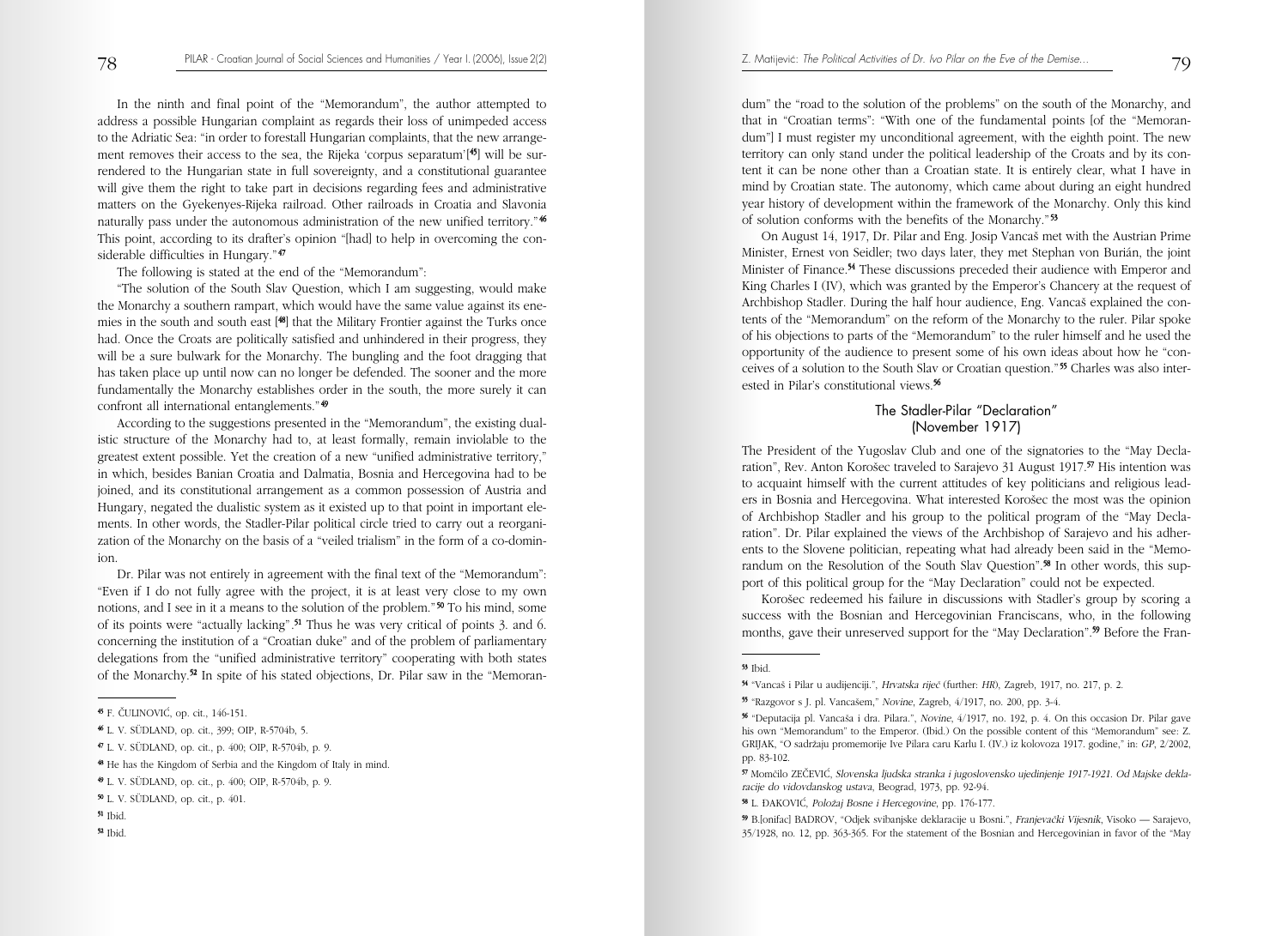In the ninth and final point of the "Memorandum", the author attempted to address a possible Hungarian complaint as regards their loss of unimpeded access to the Adriatic Sea: "in order to forestall Hungarian complaints, that the new arrangement removes their access to the sea, the Rijeka 'corpus separatum'[45] will be surrendered to the Hungarian state in full sovereignty, and a constitutional guarantee will give them the right to take part in decisions regarding fees and administrative matters on the Gyekenyes-Rijeka railroad. Other railroads in Croatia and Slavonia naturally pass under the autonomous administration of the new unified territory."[46] This point, according to its drafter's opinion "[had] to help in overcoming the considerable difficulties in Hungary."[47]

The following is stated at the end of the "Memorandum":

"The solution of the South Slav Question, which I am suggesting, would make the Monarchy a southern rampart, which would have the same value against its enemies in the south and south east [48] that the Military Frontier against the Turks once had. Once the Croats are politically satisfied and unhindered in their progress, they will be a sure bulwark for the Monarchy. The bungling and the foot dragging that has taken place up until now can no longer be defended. The sooner and the more fundamentally the Monarchy establishes order in the south, the more surely it can confront all international entanglements."[49]

According to the suggestions presented in the "Memorandum", the existing dualistic structure of the Monarchy had to, at least formally, remain inviolable to the greatest extent possible. Yet the creation of a new "unified administrative territory," in which, besides Banian Croatia and Dalmatia, Bosnia and Hercegovina had to be joined, and its constitutional arrangement as a common possession of Austria and Hungary, negated the dualistic system as it existed up to that point in important elements. In other words, the Stadler-Pilar political circle tried to carry out a reorganization of the Monarchy on the basis of a "veiled trialism" in the form of a co-dominion.

Dr. Pilar was not entirely in agreement with the final text of the "Memorandum": "Even if I do not fully agree with the project, it is at least very close to my own notions, and I see in it a means to the solution of the problem."[50] To his mind, some of its points were "actually lacking".[51] Thus he was very critical of points 3. and 6. concerning the institution of a "Croatian duke" and of the problem of parliamentary delegations from the "unified administrative territory" cooperating with both states of the Monarchy.[52] In spite of his stated objections, Dr. Pilar saw in the "Memorandum" the "road to the solution of the problems" on the south of the Monarchy, and that in "Croatian terms": "With one of the fundamental points [of the "Memorandum"] I must register my unconditional agreement, with the eighth point. The new territory can only stand under the political leadership of the Croats and by its content it can be none other than a Croatian state. It is entirely clear, what I have in mind by Croatian state. The autonomy, which came about during an eight hundred year history of development within the framework of the Monarchy. Only this kind of solution conforms with the benefits of the Monarchy."[53]

On August 14, 1917, Dr. Pilar and Eng. Josip Vancaš met with the Austrian Prime Minister, Ernest von Seidler; two days later, they met Stephan von Burián, the joint Minister of Finance.[54] These discussions preceded their audience with Emperor and King Charles I (IV), which was granted by the Emperor's Chancery at the request of Archbishop Stadler. During the half hour audience, Eng. Vancaš explained the contents of the "Memorandum" on the reform of the Monarchy to the ruler. Pilar spoke of his objections to parts of the "Memorandum" to the ruler himself and he used the opportunity of the audience to present some of his own ideas about how he "conceives of a solution to the South Slav or Croatian question."[55] Charles was also interested in Pilar's constitutional views.[56]

## The Stadler-Pilar "Declaration" (November 1917)

The President of the Yugoslav Club and one of the signatories to the "May Declaration", Rev. Anton Korošec traveled to Sarajevo 31 August 1917.[57] His intention was to acquaint himself with the current attitudes of key politicians and religious leaders in Bosnia and Hercegovina. What interested Korošec the most was the opinion of Archbishop Stadler and his group to the political program of the "May Declaration". Dr. Pilar explained the views of the Archbishop of Sarajevo and his adherents to the Slovene politician, repeating what had already been said in the "Memorandum on the Resolution of the South Slav Question".[58] In other words, this support of this political group for the "May Declaration" could not be expected.

Korošec redeemed his failure in discussions with Stadler's group by scoring a success with the Bosnian and Hercegovinian Franciscans, who, in the following months, gave their unreserved support for the "May Declaration".[59] Before the Fran-

---

[45] F. ČULINOVIĆ, op. cit., 146-151.

[46] L. V. SÜDLAND, op. cit., 399; OIP, R-5704b, 5.

[47] L. V. SÜDLAND, op. cit., p. 400; OIP, R-5704b, p. 9.

[48] He has the Kingdom of Serbia and the Kingdom of Italy in mind.

[49] L. V. SÜDLAND, op. cit., p. 400; OIP, R-5704b, p. 9.

[50] L. V. SÜDLAND, op. cit., p. 401.

[51] Ibid.

[52] Ibid.

[53] Ibid.

[54] "Vancaš i Pilar u audijenciji.", *Hrvatska riječ* (further: *HR*), Zagreb, 1917, no. 217, p. 2.

[55] "Razgovor s J. pl. Vancašem," *Novine*, Zagreb, 4/1917, no. 200, pp. 3-4.

[56] "Deputacija pl. Vancaša i dra. Pilara.", *Novine*, 4/1917, no. 192, p. 4. On this occasion Dr. Pilar gave his own "Memorandum" to the Emperor. (Ibid.) On the possible content of this "Memorandum" see: Z. GRIJAK, "O sadržaju promemorije Ive Pilara caru Karlu I. (IV.) iz kolovoza 1917. godine," in: *GP*, 2/2002, pp. 83-102.

[57] Momčilo ZEČEVIĆ, *Slovenska ljudska stranka i jugoslovensko ujedinjenje 1917-1921. Od Majske deklaracije do vidovdanskog ustava*, Beograd, 1973, pp. 92-94.

[58] L. ĐAKOVIĆ, *Položaj Bosne i Hercegovine*, pp. 176-177.

[59] B.[onifac] BADROV, "Odjek svibanjske deklaracije u Bosni.", *Franjevački Vijesnik*, Visoko — Sarajevo, 35/1928, no. 12, pp. 363-365. For the statement of the Bosnian and Hercegovinian in favor of the "May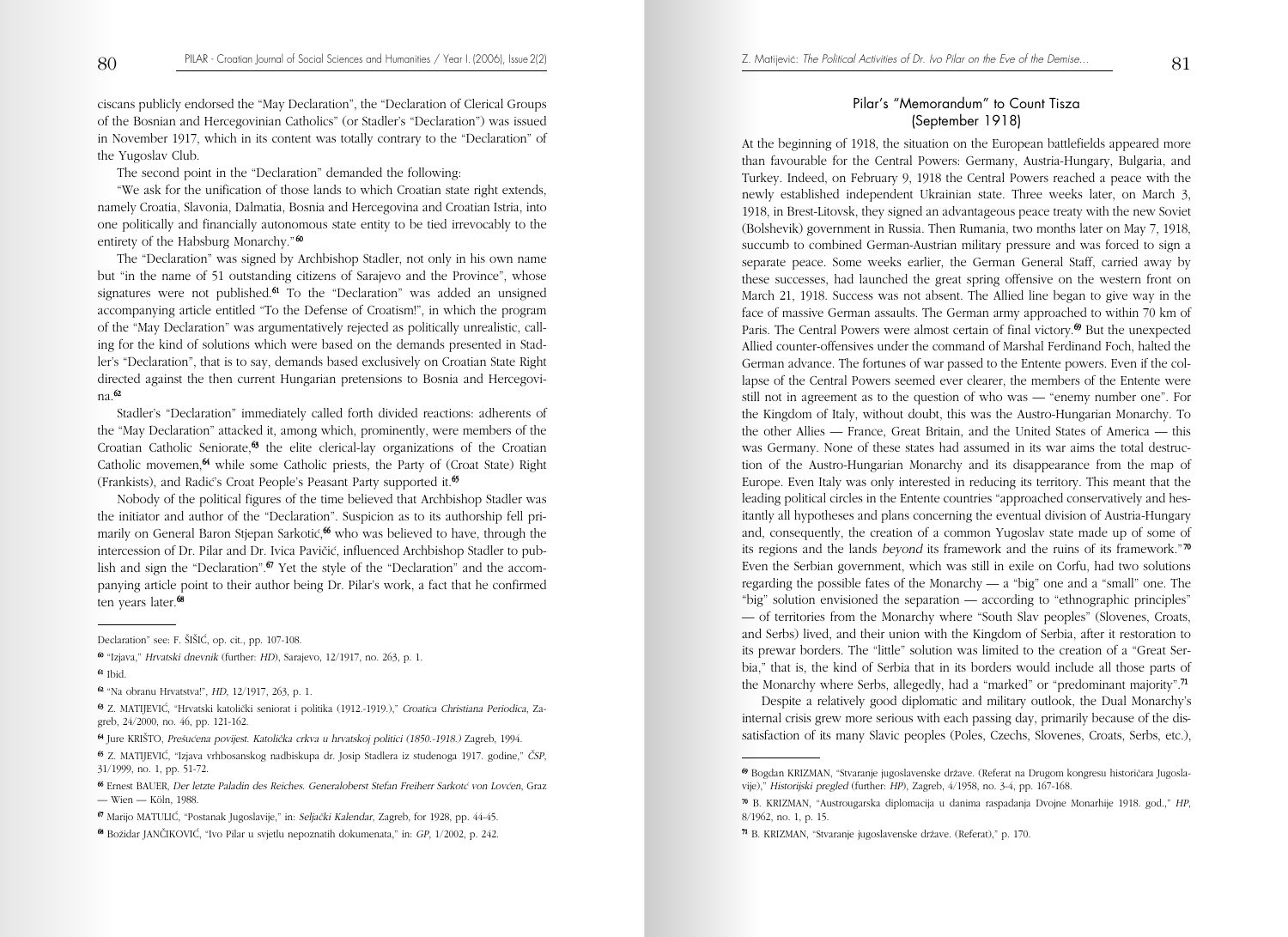ciscans publicly endorsed the "May Declaration", the "Declaration of Clerical Groups of the Bosnian and Hercegovinian Catholics" (or Stadler's "Declaration") was issued in November 1917, which in its content was totally contrary to the "Declaration" of the Yugoslav Club.

The second point in the "Declaration" demanded the following:

"We ask for the unification of those lands to which Croatian state right extends, namely Croatia, Slavonia, Dalmatia, Bosnia and Hercegovina and Croatian Istria, into one politically and financially autonomous state entity to be tied irrevocably to the entirety of the Habsburg Monarchy."[60]

The "Declaration" was signed by Archbishop Stadler, not only in his own name but "in the name of 51 outstanding citizens of Sarajevo and the Province", whose signatures were not published.[61] To the "Declaration" was added an unsigned accompanying article entitled "To the Defense of Croatism!", in which the program of the "May Declaration" was argumentatively rejected as politically unrealistic, calling for the kind of solutions which were based on the demands presented in Stadler's "Declaration", that is to say, demands based exclusively on Croatian State Right directed against the then current Hungarian pretensions to Bosnia and Hercegovina.[62]

Stadler's "Declaration" immediately called forth divided reactions: adherents of the "May Declaration" attacked it, among which, prominently, were members of the Croatian Catholic Seniorate,[63] the elite clerical-lay organizations of the Croatian Catholic movemen,[64] while some Catholic priests, the Party of (Croat State) Right (Frankists), and Radić's Croat People's Peasant Party supported it.[65]

Nobody of the political figures of the time believed that Archbishop Stadler was the initiator and author of the "Declaration". Suspicion as to its authorship fell primarily on General Baron Stjepan Sarkotić,[66] who was believed to have, through the intercession of Dr. Pilar and Dr. Ivica Pavičić, influenced Archbishop Stadler to publish and sign the "Declaration".[67] Yet the style of the "Declaration" and the accompanying article point to their author being Dr. Pilar's work, a fact that he confirmed ten years later.[68]

Declaration" see: F. ŠIŠIĆ, op. cit., pp. 107-108.

[60] "Izjava," *Hrvatski dnevnik* (further: *HD*), Sarajevo, 12/1917, no. 263, p. 1.

[61] Ibid.

[62] "Na obranu Hrvatstva!", *HD*, 12/1917, 263, p. 1.

[63] Z. MATIJEVIĆ, "Hrvatski katolički seniorat i politika (1912.-1919.)," *Croatica Christiana Periodica*, Zagreb, 24/2000, no. 46, pp. 121-162.

[64] Jure KRIŠTO, *Prešućena povijest. Katolička crkva u hrvatskoj politici (1850.-1918.)* Zagreb, 1994.

[65] Z. MATIJEVIĆ, "Izjava vrhbosanskog nadbiskupa dr. Josip Stadlera iz studenoga 1917. godine," *ČSP*, 31/1999, no. 1, pp. 51-72.

[66] Ernest BAUER, *Der letzte Paladin des Reiches. Generaloberst Stefan Freiherr Sarkotć von Lovćen*, Graz — Wien — Köln, 1988.

[67] Marijo MATULIĆ, "Postanak Jugoslavije," in: *Seljački Kalendar*, Zagreb, for 1928, pp. 44-45.

[68] Božidar JANČIKOVIĆ, "Ivo Pilar u svjetlu nepoznatih dokumenata," in: *GP*, 1/2002, p. 242.

## Pilar's "Memorandum" to Count Tisza (September 1918)

At the beginning of 1918, the situation on the European battlefields appeared more than favourable for the Central Powers: Germany, Austria-Hungary, Bulgaria, and Turkey. Indeed, on February 9, 1918 the Central Powers reached a peace with the newly established independent Ukrainian state. Three weeks later, on March 3, 1918, in Brest-Litovsk, they signed an advantageous peace treaty with the new Soviet (Bolshevik) government in Russia. Then Rumania, two months later on May 7, 1918, succumb to combined German-Austrian military pressure and was forced to sign a separate peace. Some weeks earlier, the German General Staff, carried away by these successes, had launched the great spring offensive on the western front on March 21, 1918. Success was not absent. The Allied line began to give way in the face of massive German assaults. The German army approached to within 70 km of Paris. The Central Powers were almost certain of final victory.[69] But the unexpected Allied counter-offensives under the command of Marshal Ferdinand Foch, halted the German advance. The fortunes of war passed to the Entente powers. Even if the collapse of the Central Powers seemed ever clearer, the members of the Entente were still not in agreement as to the question of who was — "enemy number one". For the Kingdom of Italy, without doubt, this was the Austro-Hungarian Monarchy. To the other Allies — France, Great Britain, and the United States of America — this was Germany. None of these states had assumed in its war aims the total destruction of the Austro-Hungarian Monarchy and its disappearance from the map of Europe. Even Italy was only interested in reducing its territory. This meant that the leading political circles in the Entente countries "approached conservatively and hesitantly all hypotheses and plans concerning the eventual division of Austria-Hungary and, consequently, the creation of a common Yugoslav state made up of some of its regions and the lands *beyond* its framework and the ruins of its framework."[70] Even the Serbian government, which was still in exile on Corfu, had two solutions regarding the possible fates of the Monarchy — a "big" one and a "small" one. The "big" solution envisioned the separation — according to "ethnographic principles" — of territories from the Monarchy where "South Slav peoples" (Slovenes, Croats, and Serbs) lived, and their union with the Kingdom of Serbia, after it restoration to its prewar borders. The "little" solution was limited to the creation of a "Great Serbia," that is, the kind of Serbia that in its borders would include all those parts of the Monarchy where Serbs, allegedly, had a "marked" or "predominant majority".[71]

Despite a relatively good diplomatic and military outlook, the Dual Monarchy's internal crisis grew more serious with each passing day, primarily because of the dissatisfaction of its many Slavic peoples (Poles, Czechs, Slovenes, Croats, Serbs, etc.),

[69] Bogdan KRIZMAN, "Stvaranje jugoslavenske države. (Referat na Drugom kongresu historičara Jugoslavije)," *Historijski pregled* (further: *HP*), Zagreb, 4/1958, no. 3-4, pp. 167-168.

[70] B. KRIZMAN, "Austrougarska diplomacija u danima raspadanja Dvojne Monarhije 1918. god.," *HP*, 8/1962, no. 1, p. 15.

[71] B. KRIZMAN, "Stvaranje jugoslavenske države. (Referat)," p. 170.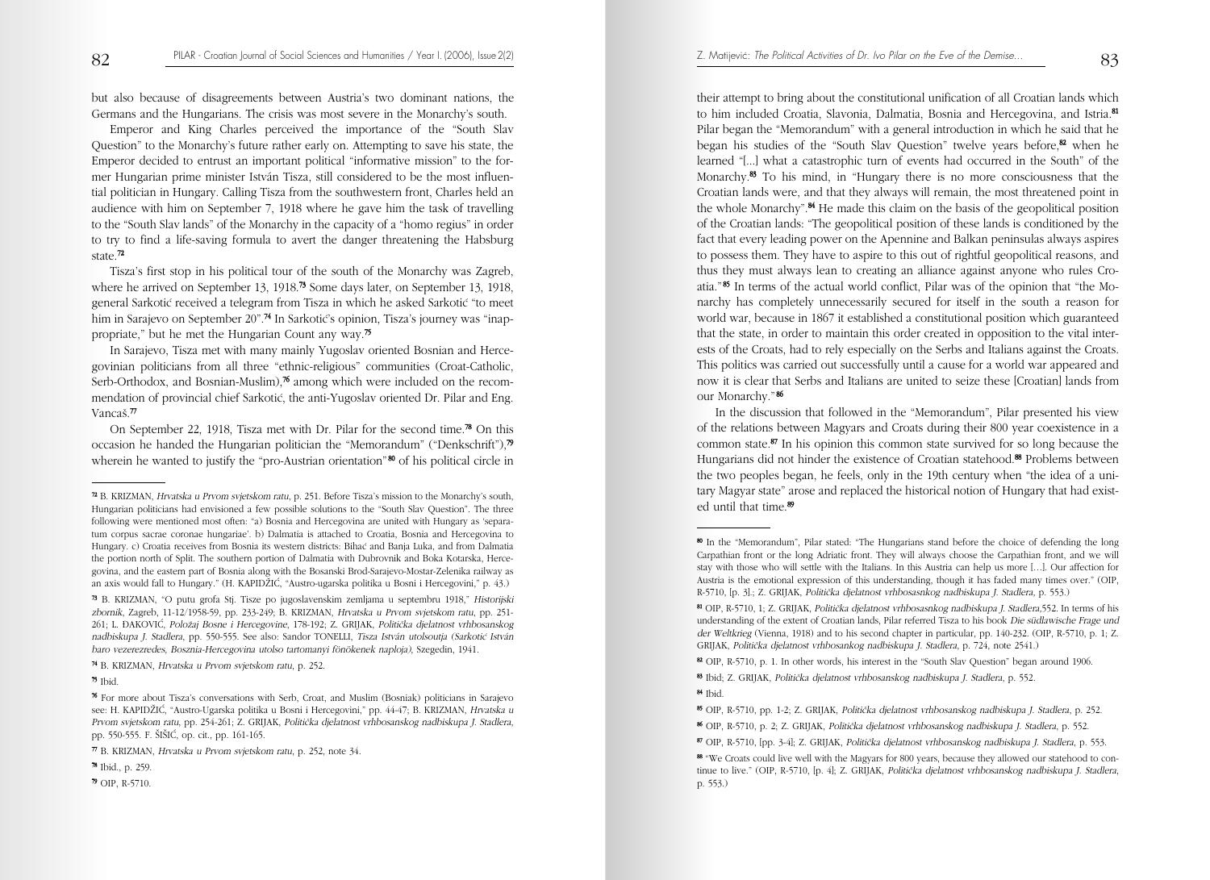but also because of disagreements between Austria's two dominant nations, the Germans and the Hungarians. The crisis was most severe in the Monarchy's south.

Emperor and King Charles perceived the importance of the "South Slav Question" to the Monarchy's future rather early on. Attempting to save his state, the Emperor decided to entrust an important political "informative mission" to the former Hungarian prime minister István Tisza, still considered to be the most influential politician in Hungary. Calling Tisza from the southwestern front, Charles held an audience with him on September 7, 1918 where he gave him the task of travelling to the "South Slav lands" of the Monarchy in the capacity of a "homo regius" in order to try to find a life-saving formula to avert the danger threatening the Habsburg state.[72]

Tisza's first stop in his political tour of the south of the Monarchy was Zagreb, where he arrived on September 13, 1918.[73] Some days later, on September 13, 1918, general Sarkotić received a telegram from Tisza in which he asked Sarkotić "to meet him in Sarajevo on September 20".[74] In Sarkotić's opinion, Tisza's journey was "inappropriate," but he met the Hungarian Count any way.[75]

In Sarajevo, Tisza met with many mainly Yugoslav oriented Bosnian and Hercegovinian politicians from all three "ethnic-religious" communities (Croat-Catholic, Serb-Orthodox, and Bosnian-Muslim),[76] among which were included on the recommendation of provincial chief Sarkotić, the anti-Yugoslav oriented Dr. Pilar and Eng. Vancaš.[77]

On September 22, 1918, Tisza met with Dr. Pilar for the second time.[78] On this occasion he handed the Hungarian politician the "Memorandum" ("Denkschrift"),[79] wherein he wanted to justify the "pro-Austrian orientation"[80] of his political circle in their attempt to bring about the constitutional unification of all Croatian lands which to him included Croatia, Slavonia, Dalmatia, Bosnia and Hercegovina, and Istria.[81] Pilar began the "Memorandum" with a general introduction in which he said that he began his studies of the "South Slav Question" twelve years before,[82] when he learned "[...] what a catastrophic turn of events had occurred in the South" of the Monarchy.[83] To his mind, in "Hungary there is no more consciousness that the Croatian lands were, and that they always will remain, the most threatened point in the whole Monarchy".[84] He made this claim on the basis of the geopolitical position of the Croatian lands: "The geopolitical position of these lands is conditioned by the fact that every leading power on the Apennine and Balkan peninsulas always aspires to possess them. They have to aspire to this out of rightful geopolitical reasons, and thus they must always lean to creating an alliance against anyone who rules Croatia."[85] In terms of the actual world conflict, Pilar was of the opinion that "the Monarchy has completely unnecessarily secured for itself in the south a reason for world war, because in 1867 it established a constitutional position which guaranteed that the state, in order to maintain this order created in opposition to the vital interests of the Croats, had to rely especially on the Serbs and Italians against the Croats. This politics was carried out successfully until a cause for a world war appeared and now it is clear that Serbs and Italians are united to seize these [Croatian] lands from our Monarchy."[86]

In the discussion that followed in the "Memorandum", Pilar presented his view of the relations between Magyars and Croats during their 800 year coexistence in a common state.[87] In his opinion this common state survived for so long because the Hungarians did not hinder the existence of Croatian statehood.[88] Problems between the two peoples began, he feels, only in the 19th century when "the idea of a unitary Magyar state" arose and replaced the historical notion of Hungary that had existed until that time.[89]

---

[72] B. KRIZMAN, *Hrvatska u Prvom svjetskom ratu*, p. 251. Before Tisza's mission to the Monarchy's south, Hungarian politicians had envisioned a few possible solutions to the "South Slav Question". The three following were mentioned most often: "a) Bosnia and Hercegovina are united with Hungary as 'separatum corpus sacrae coronae hungariae'. b) Dalmatia is attached to Croatia, Bosnia and Hercegovina to Hungary. c) Croatia receives from Bosnia its western districts: Bihać and Banja Luka, and from Dalmatia the portion north of Split. The southern portion of Dalmatia with Dubrovnik and Boka Kotarska, Hercegovina, and the eastern part of Bosnia along with the Bosanski Brod-Sarajevo-Mostar-Zelenika railway as an axis would fall to Hungary." (H. KAPIDŽIĆ, "Austro-ugarska politika u Bosni i Hercegovini," p. 43.)

[73] B. KRIZMAN, "O putu grofa Stj. Tisze po jugoslavenskim zemljama u septembru 1918," *Historijski zbornik*, Zagreb, 11-12/1958-59, pp. 233-249; B. KRIZMAN, *Hrvatska u Prvom svjetskom ratu*, pp. 251-261; L. ĐAKOVIĆ, *Položaj Bosne i Hercegovine*, 178-192; Z. GRIJAK, *Politička djelatnost vrhbosanskog nadbiskupa J. Stadlera*, pp. 550-555. See also: Sandor TONELLI, *Tisza István utolsoutja (Sarkotić István baro vezerezredes, Bosznia-Hercegovina utolso tartomanyi fönökenek naploja)*, Szegedin, 1941.

[74] B. KRIZMAN, *Hrvatska u Prvom svjetskom ratu*, p. 252.

[75] Ibid.

[76] For more about Tisza's conversations with Serb, Croat, and Muslim (Bosniak) politicians in Sarajevo see: H. KAPIDŽIĆ, "Austro-Ugarska politika u Bosni i Hercegovini," pp. 44-47; B. KRIZMAN, *Hrvatska u Prvom svjetskom ratu*, pp. 254-261; Z. GRIJAK, *Politička djelatnost vrhbosanskog nadbiskupa J. Stadlera*, pp. 550-555. F. ŠIŠIĆ, op. cit., pp. 161-165.

[77] B. KRIZMAN, *Hrvatska u Prvom svjetskom ratu*, p. 252, note 34.

[78] Ibid., p. 259.

[79] OIP, R-5710.

[80] In the "Memorandum", Pilar stated: "The Hungarians stand before the choice of defending the long Carpathian front or the long Adriatic front. They will always choose the Carpathian front, and we will stay with those who will settle with the Italians. In this Austria can help us more [...]. Our affection for Austria is the emotional expression of this understanding, though it has faded many times over." (OIP, R-5710, [p. 3].; Z. GRIJAK, *Politička djelatnost vrhbosasnkog nadbiskupa J. Stadlera*, p. 553.)

[81] OIP, R-5710, 1; Z. GRIJAK, *Politička djelatnost vrhbosasnkog nadbiskupa J. Stadlera*,552. In terms of his understanding of the extent of Croatian lands, Pilar referred Tisza to his book *Die südlawische Frage und der Weltkrieg* (Vienna, 1918) and to his second chapter in particular, pp. 140-232. (OIP, R-5710, p. 1; Z. GRIJAK, *Politička djelatnost vrhbosanskog nadbiskupa J. Stadlera*, p. 724, note 2541.)

[82] OIP, R-5710, p. 1. In other words, his interest in the "South Slav Question" began around 1906.

[83] Ibid; Z. GRIJAK, *Politička djelatnost vrhbosanskog nadbiskupa J. Stadlera*, p. 552.

[84] Ibid.

[85] OIP, R-5710, pp. 1-2; Z. GRIJAK, *Politička djelatnost vrhbosanskog nadbiskupa J. Stadlera*, p. 252.

[86] OIP, R-5710, p. 2; Z. GRIJAK, *Politička djelatnost vrhbosanskog nadbiskupa J. Stadlera*, p. 552.

[87] OIP, R-5710, [pp. 3-4]; Z. GRIJAK, *Politička djelatnost vrhbosanskog nadbiskupa J. Stadlera*, p. 553.

[88] "We Croats could live well with the Magyars for 800 years, because they allowed our statehood to continue to live." (OIP, R-5710, [p. 4]; Z. GRIJAK, *Politička djelatnost vrhbosanskog nadbiskupa J. Stadlera*, p. 553.)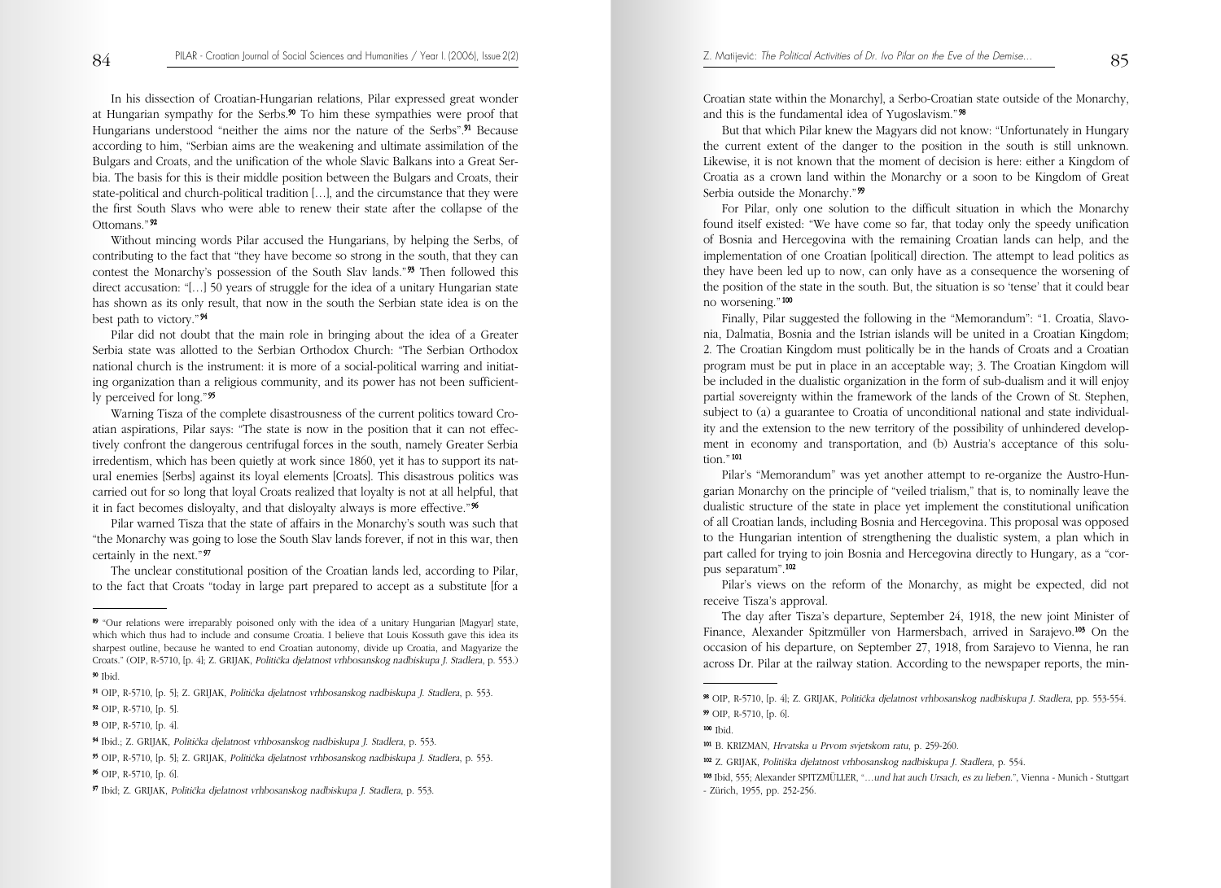In his dissection of Croatian-Hungarian relations, Pilar expressed great wonder at Hungarian sympathy for the Serbs.[90] To him these sympathies were proof that Hungarians understood "neither the aims nor the nature of the Serbs".[91] Because according to him, "Serbian aims are the weakening and ultimate assimilation of the Bulgars and Croats, and the unification of the whole Slavic Balkans into a Great Serbia. The basis for this is their middle position between the Bulgars and Croats, their state-political and church-political tradition […], and the circumstance that they were the first South Slavs who were able to renew their state after the collapse of the Ottomans."[92]

Without mincing words Pilar accused the Hungarians, by helping the Serbs, of contributing to the fact that "they have become so strong in the south, that they can contest the Monarchy's possession of the South Slav lands."[93] Then followed this direct accusation: "[…] 50 years of struggle for the idea of a unitary Hungarian state has shown as its only result, that now in the south the Serbian state idea is on the best path to victory."[94]

Pilar did not doubt that the main role in bringing about the idea of a Greater Serbia state was allotted to the Serbian Orthodox Church: "The Serbian Orthodox national church is the instrument: it is more of a social-political warring and initiating organization than a religious community, and its power has not been sufficiently perceived for long."[95]

Warning Tisza of the complete disastrousness of the current politics toward Croatian aspirations, Pilar says: "The state is now in the position that it can not effectively confront the dangerous centrifugal forces in the south, namely Greater Serbia irredentism, which has been quietly at work since 1860, yet it has to support its natural enemies [Serbs] against its loyal elements [Croats]. This disastrous politics was carried out for so long that loyal Croats realized that loyalty is not at all helpful, that it in fact becomes disloyalty, and that disloyalty always is more effective."[96]

Pilar warned Tisza that the state of affairs in the Monarchy's south was such that "the Monarchy was going to lose the South Slav lands forever, if not in this war, then certainly in the next."[97]

The unclear constitutional position of the Croatian lands led, according to Pilar, to the fact that Croats "today in large part prepared to accept as a substitute [for a Croatian state within the Monarchy], a Serbo-Croatian state outside of the Monarchy, and this is the fundamental idea of Yugoslavism."[98]

But that which Pilar knew the Magyars did not know: "Unfortunately in Hungary the current extent of the danger to the position in the south is still unknown. Likewise, it is not known that the moment of decision is here: either a Kingdom of Croatia as a crown land within the Monarchy or a soon to be Kingdom of Great Serbia outside the Monarchy."[99]

For Pilar, only one solution to the difficult situation in which the Monarchy found itself existed: "We have come so far, that today only the speedy unification of Bosnia and Hercegovina with the remaining Croatian lands can help, and the implementation of one Croatian [political] direction. The attempt to lead politics as they have been led up to now, can only have as a consequence the worsening of the position of the state in the south. But, the situation is so 'tense' that it could bear no worsening."[100]

Finally, Pilar suggested the following in the "Memorandum": "1. Croatia, Slavonia, Dalmatia, Bosnia and the Istrian islands will be united in a Croatian Kingdom; 2. The Croatian Kingdom must politically be in the hands of Croats and a Croatian program must be put in place in an acceptable way; 3. The Croatian Kingdom will be included in the dualistic organization in the form of sub-dualism and it will enjoy partial sovereignty within the framework of the lands of the Crown of St. Stephen, subject to (a) a guarantee to Croatia of unconditional national and state individuality and the extension to the new territory of the possibility of unhindered development in economy and transportation, and (b) Austria's acceptance of this solution."[101]

Pilar's "Memorandum" was yet another attempt to re-organize the Austro-Hungarian Monarchy on the principle of "veiled trialism," that is, to nominally leave the dualistic structure of the state in place yet implement the constitutional unification of all Croatian lands, including Bosnia and Hercegovina. This proposal was opposed to the Hungarian intention of strengthening the dualistic system, a plan which in part called for trying to join Bosnia and Hercegovina directly to Hungary, as a "corpus separatum".[102]

Pilar's views on the reform of the Monarchy, as might be expected, did not receive Tisza's approval.

The day after Tisza's departure, September 24, 1918, the new joint Minister of Finance, Alexander Spitzmüller von Harmersbach, arrived in Sarajevo.[103] On the occasion of his departure, on September 27, 1918, from Sarajevo to Vienna, he ran across Dr. Pilar at the railway station. According to the newspaper reports, the min-

---

[89] "Our relations were irreparably poisoned only with the idea of a unitary Hungarian [Magyar] state, which which thus had to include and consume Croatia. I believe that Louis Kossuth gave this idea its sharpest outline, because he wanted to end Croatian autonomy, divide up Croatia, and Magyarize the Croats." (OIP, R-5710, [p. 4]; Z. GRIJAK, *Politička djelatnost vrhbosanskog nadbiskupa J. Stadlera*, p. 553.)

[90] Ibid.

[91] OIP, R-5710, [p. 5]; Z. GRIJAK, *Politička djelatnost vrhbosanskog nadbiskupa J. Stadlera*, 553.

[92] OIP, R-5710, [p. 5].

[93] OIP, R-5710, [p. 4].

[94] Ibid.; Z. GRIJAK, *Politička djelatnost vrhbosanskog nadbiskupa J. Stadlera*, p. 553.

[95] OIP, R-5710, [p. 5]; Z. GRIJAK, *Politička djelatnost vrhbosanskog nadbiskupa J. Stadlera*, p. 553.

[96] OIP, R-5710, [p. 6].

[97] Ibid; Z. GRIJAK, *Politička djelatnost vrhbosanskog nadbiskupa J. Stadlera*, p. 553.

[98] OIP, R-5710, [p. 4]; Z. GRIJAK, *Politička djelatnost vrhbosanskog nadbiskupa J. Stadlera*, pp. 553-554.

[99] OIP, R-5710, [p. 6].

[100] Ibid.

[101] B. KRIZMAN, *Hrvatska u Prvom svjetskom ratu*, p. 259-260.

[102] Z. GRIJAK, *Politiška djelatnost vrhbosanskog nadbiskupa J. Stadlera*, p. 554.

[103] Ibid, 555; Alexander SPITZMÜLLER, "*…und hat auch Ursach, es zu lieben.*", Vienna - Munich - Stuttgart - Zürich, 1955, pp. 252-256.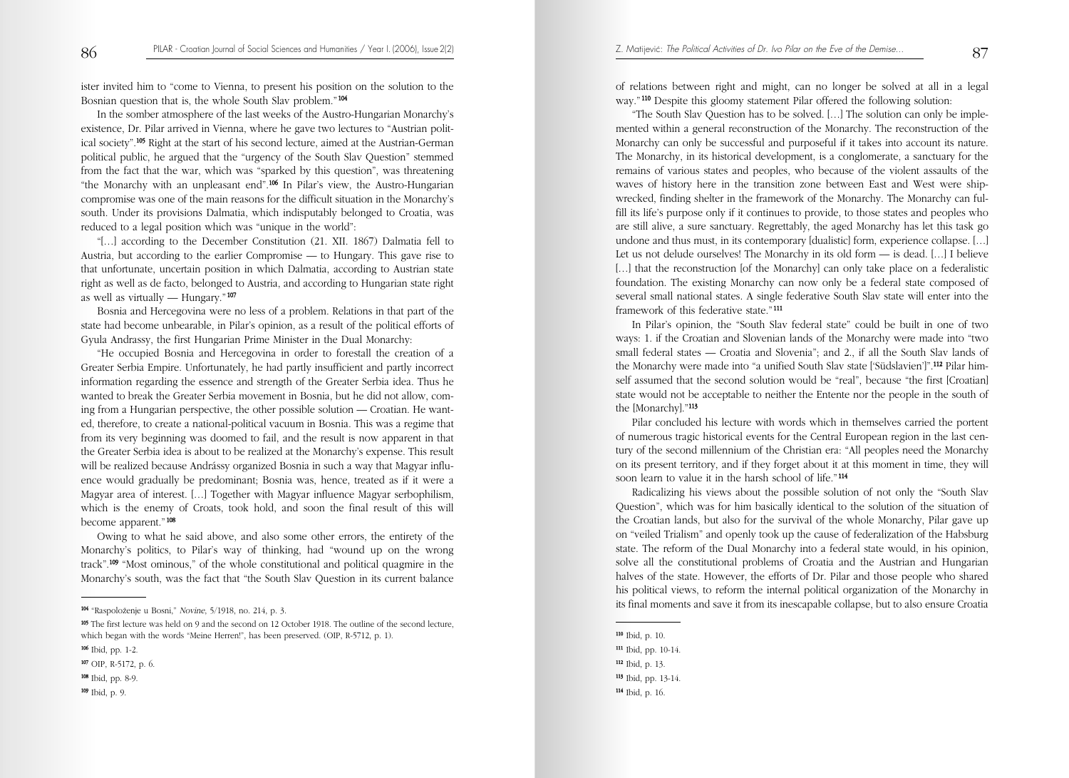ister invited him to "come to Vienna, to present his position on the solution to the Bosnian question that is, the whole South Slav problem."[104]

In the somber atmosphere of the last weeks of the Austro-Hungarian Monarchy's existence, Dr. Pilar arrived in Vienna, where he gave two lectures to "Austrian political society".[105] Right at the start of his second lecture, aimed at the Austrian-German political public, he argued that the "urgency of the South Slav Question" stemmed from the fact that the war, which was "sparked by this question", was threatening "the Monarchy with an unpleasant end".[106] In Pilar's view, the Austro-Hungarian compromise was one of the main reasons for the difficult situation in the Monarchy's south. Under its provisions Dalmatia, which indisputably belonged to Croatia, was reduced to a legal position which was "unique in the world":

"[...] according to the December Constitution (21. XII. 1867) Dalmatia fell to Austria, but according to the earlier Compromise — to Hungary. This gave rise to that unfortunate, uncertain position in which Dalmatia, according to Austrian state right as well as de facto, belonged to Austria, and according to Hungarian state right as well as virtually — Hungary."[107]

Bosnia and Hercegovina were no less of a problem. Relations in that part of the state had become unbearable, in Pilar's opinion, as a result of the political efforts of Gyula Andrassy, the first Hungarian Prime Minister in the Dual Monarchy:

"He occupied Bosnia and Hercegovina in order to forestall the creation of a Greater Serbia Empire. Unfortunately, he had partly insufficient and partly incorrect information regarding the essence and strength of the Greater Serbia idea. Thus he wanted to break the Greater Serbia movement in Bosnia, but he did not allow, coming from a Hungarian perspective, the other possible solution — Croatian. He wanted, therefore, to create a national-political vacuum in Bosnia. This was a regime that from its very beginning was doomed to fail, and the result is now apparent in that the Greater Serbia idea is about to be realized at the Monarchy's expense. This result will be realized because Andrássy organized Bosnia in such a way that Magyar influence would gradually be predominant; Bosnia was, hence, treated as if it were a Magyar area of interest. [...] Together with Magyar influence Magyar serbophilism, which is the enemy of Croats, took hold, and soon the final result of this will become apparent."[108]

Owing to what he said above, and also some other errors, the entirety of the Monarchy's politics, to Pilar's way of thinking, had "wound up on the wrong track".[109] "Most ominous," of the whole constitutional and political quagmire in the Monarchy's south, was the fact that "the South Slav Question in its current balance of relations between right and might, can no longer be solved at all in a legal way."[110] Despite this gloomy statement Pilar offered the following solution:

"The South Slav Question has to be solved. [...] The solution can only be implemented within a general reconstruction of the Monarchy. The reconstruction of the Monarchy can only be successful and purposeful if it takes into account its nature. The Monarchy, in its historical development, is a conglomerate, a sanctuary for the remains of various states and peoples, who because of the violent assaults of the waves of history here in the transition zone between East and West were shipwrecked, finding shelter in the framework of the Monarchy. The Monarchy can fulfill its life's purpose only if it continues to provide, to those states and peoples who are still alive, a sure sanctuary. Regrettably, the aged Monarchy has let this task go undone and thus must, in its contemporary [dualistic] form, experience collapse. [...] Let us not delude ourselves! The Monarchy in its old form — is dead. [...] I believe [...] that the reconstruction [of the Monarchy] can only take place on a federalistic foundation. The existing Monarchy can now only be a federal state composed of several small national states. A single federative South Slav state will enter into the framework of this federative state."[111]

In Pilar's opinion, the "South Slav federal state" could be built in one of two ways: 1. if the Croatian and Slovenian lands of the Monarchy were made into "two small federal states — Croatia and Slovenia"; and 2., if all the South Slav lands of the Monarchy were made into "a unified South Slav state ['Südslavien']".[112] Pilar himself assumed that the second solution would be "real", because "the first [Croatian] state would not be acceptable to neither the Entente nor the people in the south of the [Monarchy]."[113]

Pilar concluded his lecture with words which in themselves carried the portent of numerous tragic historical events for the Central European region in the last century of the second millennium of the Christian era: "All peoples need the Monarchy on its present territory, and if they forget about it at this moment in time, they will soon learn to value it in the harsh school of life."[114]

Radicalizing his views about the possible solution of not only the "South Slav Question", which was for him basically identical to the solution of the situation of the Croatian lands, but also for the survival of the whole Monarchy, Pilar gave up on "veiled Trialism" and openly took up the cause of federalization of the Habsburg state. The reform of the Dual Monarchy into a federal state would, in his opinion, solve all the constitutional problems of Croatia and the Austrian and Hungarian halves of the state. However, the efforts of Dr. Pilar and those people who shared his political views, to reform the internal political organization of the Monarchy in its final moments and save it from its inescapable collapse, but to also ensure Croatia

---

[104] "Raspoloženje u Bosni," *Novine*, 5/1918, no. 214, p. 3.

[105] The first lecture was held on 9 and the second on 12 October 1918. The outline of the second lecture, which began with the words "Meine Herren!", has been preserved. (OIP, R-5712, p. 1).

[106] Ibid, pp. 1-2.

[107] OIP, R-5172, p. 6.

[108] Ibid, pp. 8-9.

[109] Ibid, p. 9.

[110] Ibid, p. 10.

[111] Ibid, pp. 10-14.

[112] Ibid, p. 13.

[113] Ibid, pp. 13-14.

[114] Ibid, p. 16.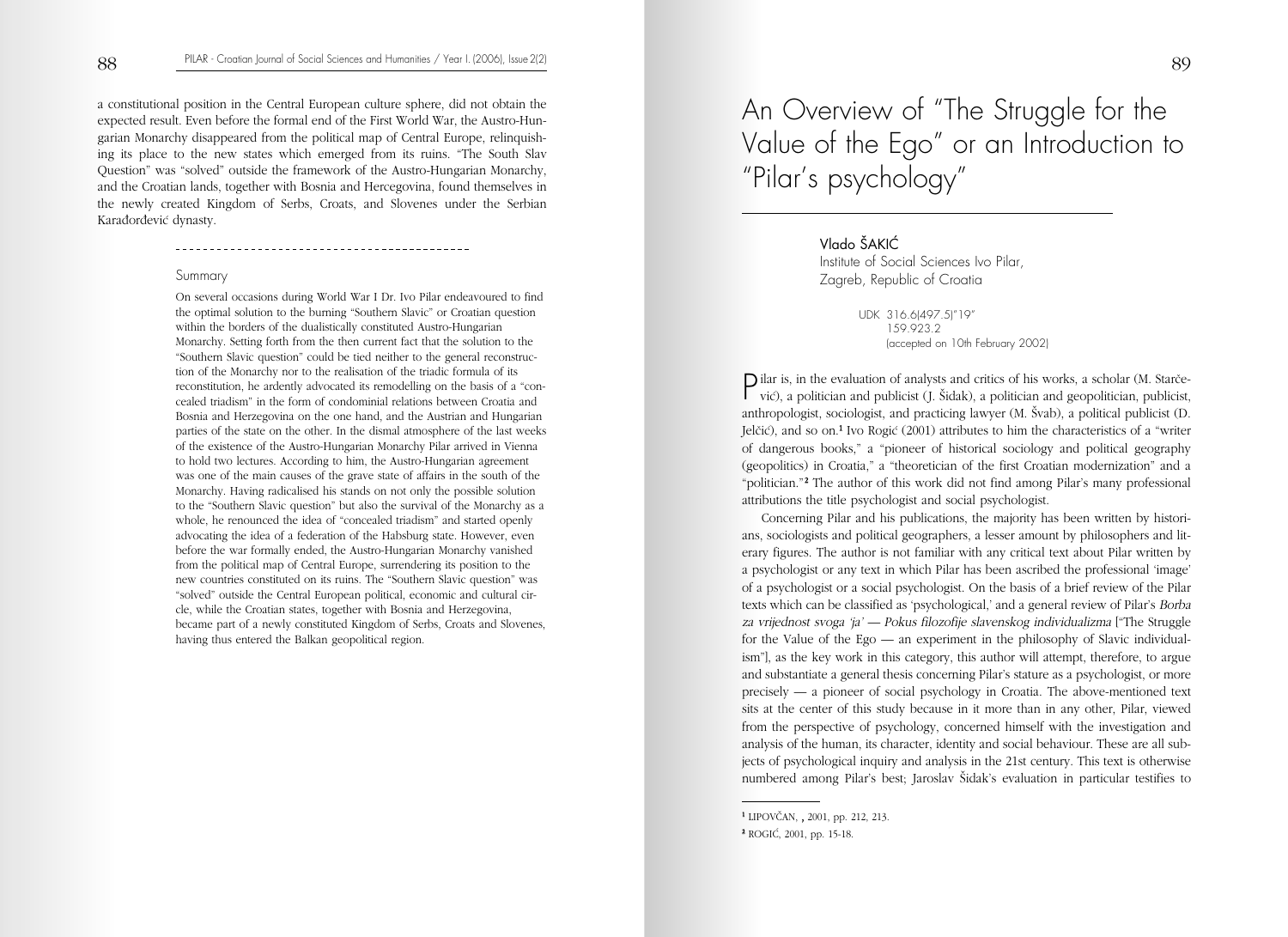a constitutional position in the Central European culture sphere, did not obtain the expected result. Even before the formal end of the First World War, the Austro-Hungarian Monarchy disappeared from the political map of Central Europe, relinquishing its place to the new states which emerged from its ruins. "The South Slav Question" was "solved" outside the framework of the Austro-Hungarian Monarchy, and the Croatian lands, together with Bosnia and Hercegovina, found themselves in the newly created Kingdom of Serbs, Croats, and Slovenes under the Serbian Karađorđević dynasty.

---

Summary

On several occasions during World War I Dr. Ivo Pilar endeavoured to find the optimal solution to the burning "Southern Slavic" or Croatian question within the borders of the dualistically constituted Austro-Hungarian Monarchy. Setting forth from the then current fact that the solution to the "Southern Slavic question" could be tied neither to the general reconstruction of the Monarchy nor to the realisation of the triadic formula of its reconstitution, he ardently advocated its remodelling on the basis of a "concealed triadism" in the form of condominial relations between Croatia and Bosnia and Herzegovina on the one hand, and the Austrian and Hungarian parties of the state on the other. In the dismal atmosphere of the last weeks of the existence of the Austro-Hungarian Monarchy Pilar arrived in Vienna to hold two lectures. According to him, the Austro-Hungarian agreement was one of the main causes of the grave state of affairs in the south of the Monarchy. Having radicalised his stands on not only the possible solution to the "Southern Slavic question" but also the survival of the Monarchy as a whole, he renounced the idea of "concealed triadism" and started openly advocating the idea of a federation of the Habsburg state. However, even before the war formally ended, the Austro-Hungarian Monarchy vanished from the political map of Central Europe, surrendering its position to the new countries constituted on its ruins. The "Southern Slavic question" was "solved" outside the Central European political, economic and cultural circle, while the Croatian states, together with Bosnia and Herzegovina, became part of a newly constituted Kingdom of Serbs, Croats and Slovenes, having thus entered the Balkan geopolitical region.

# An Overview of "The Struggle for the Value of the Ego" or an Introduction to "Pilar's psychology"

Vlado ŠAKIĆ
Institute of Social Sciences Ivo Pilar,
Zagreb, Republic of Croatia

UDK 316.6(497.5)"19"
159.923.2
(accepted on 10th February 2002)

Pilar is, in the evaluation of analysts and critics of his works, a scholar (M. Starčević), a politician and publicist (J. Šidak), a politician and geopolitician, publicist, anthropologist, sociologist, and practicing lawyer (M. Švab), a political publicist (D. Jelčić), and so on.[1] Ivo Rogić (2001) attributes to him the characteristics of a "writer of dangerous books," a "pioneer of historical sociology and political geography (geopolitics) in Croatia," a "theoretician of the first Croatian modernization" and a "politician."[2] The author of this work did not find among Pilar's many professional attributions the title psychologist and social psychologist.

Concerning Pilar and his publications, the majority has been written by historians, sociologists and political geographers, a lesser amount by philosophers and literary figures. The author is not familiar with any critical text about Pilar written by a psychologist or any text in which Pilar has been ascribed the professional 'image' of a psychologist or a social psychologist. On the basis of a brief review of the Pilar texts which can be classified as 'psychological,' and a general review of Pilar's *Borba za vrijednost svoga 'ja' — Pokus filozofije slavenskog individualizma* ["The Struggle for the Value of the Ego — an experiment in the philosophy of Slavic individualism"], as the key work in this category, this author will attempt, therefore, to argue and substantiate a general thesis concerning Pilar's stature as a psychologist, or more precisely — a pioneer of social psychology in Croatia. The above-mentioned text sits at the center of this study because in it more than in any other, Pilar, viewed from the perspective of psychology, concerned himself with the investigation and analysis of the human, its character, identity and social behaviour. These are all subjects of psychological inquiry and analysis in the 21st century. This text is otherwise numbered among Pilar's best; Jaroslav Šidak's evaluation in particular testifies to

---

[1] LIPOVČAN, , 2001, pp. 212, 213.

[2] ROGIĆ, 2001, pp. 15-18.